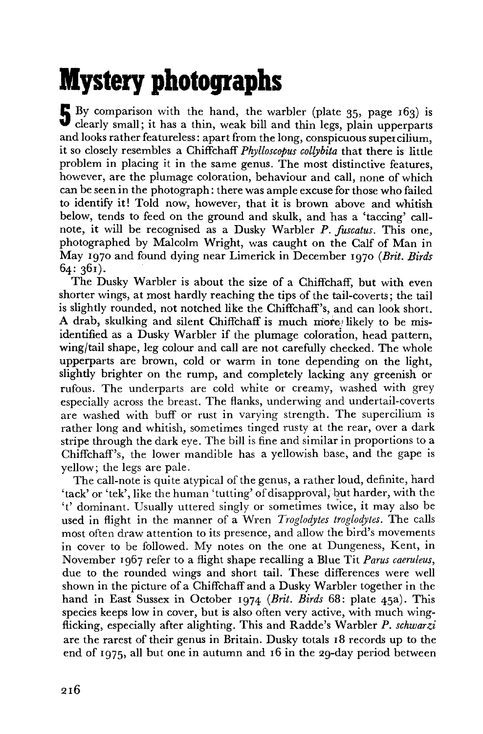# Mystery photographs

**5** By comparison with the hand, the warbler (plate 35, page 163) is clearly small; it has a thin, weak bill and thin legs, plain upperparts and looks rather featureless: apart from the long, conspicuous supercilium, it so closely resembles a Chiffchaff *Phylloscopus collybita* that there is little problem in placing it in the same genus. The most distinctive features, however, are the plumage coloration, behaviour and call, none of which can be seen in the photograph: there was ample excuse for those who failed to identify it! Told now, however, that it is brown above and whitish below, tends to feed on the ground and skulk, and has a 'taccing' call-note, it will be recognised as a Dusky Warbler *P. fuscatus*. This one, photographed by Malcolm Wright, was caught on the Calf of Man in May 1970 and found dying near Limerick in December 1970 (*Brit. Birds* 64: 361).

The Dusky Warbler is about the size of a Chiffchaff, but with even shorter wings, at most hardly reaching the tips of the tail-coverts; the tail is slightly rounded, not notched like the Chiffchaff's, and can look short. A drab, skulking and silent Chiffchaff is much more likely to be misidentified as a Dusky Warbler if the plumage coloration, head pattern, wing/tail shape, leg colour and call are not carefully checked. The whole upperparts are brown, cold or warm in tone depending on the light, slightly brighter on the rump, and completely lacking any greenish or rufous. The underparts are cold white or creamy, washed with grey especially across the breast. The flanks, underwing and undertail-coverts are washed with buff or rust in varying strength. The supercilium is rather long and whitish, sometimes tinged rusty at the rear, over a dark stripe through the dark eye. The bill is fine and similar in proportions to a Chiffchaff's, the lower mandible has a yellowish base, and the gape is yellow; the legs are pale.

The call-note is quite atypical of the genus, a rather loud, definite, hard 'tack' or 'tek', like the human 'tutting' of disapproval, but harder, with the 't' dominant. Usually uttered singly or sometimes twice, it may also be used in flight in the manner of a Wren *Troglodytes troglodytes*. The calls most often draw attention to its presence, and allow the bird's movements in cover to be followed. My notes on the one at Dungeness, Kent, in November 1967 refer to a flight shape recalling a Blue Tit *Parus caeruleus*, due to the rounded wings and short tail. These differences were well shown in the picture of a Chiffchaff and a Dusky Warbler together in the hand in East Sussex in October 1974 (*Brit. Birds* 68: plate 45a). This species keeps low in cover, but is also often very active, with much wing-flicking, especially after alighting. This and Radde's Warbler *P. schwarzi* are the rarest of their genus in Britain. Dusky totals 18 records up to the end of 1975, all but one in autumn and 16 in the 29-day period between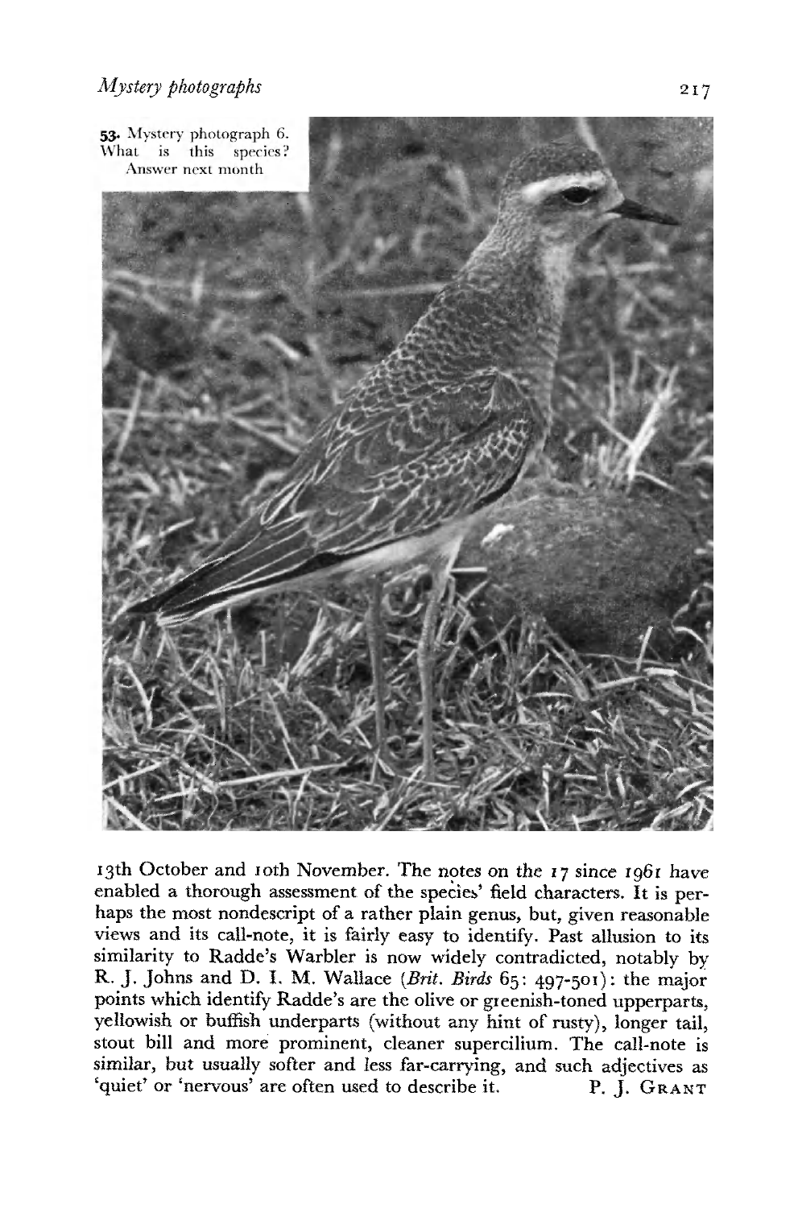53. Mystery photograph 6. What is this species? Answer next month

13th October and 10th November. The notes on the 17 since 1961 have enabled a thorough assessment of the species' field characters. It is perhaps the most nondescript of a rather plain genus, but, given reasonable views and its call-note, it is fairly easy to identify. Past allusion to its similarity to Radde's Warbler is now widely contradicted, notably by R. J. Johns and D. I. M. Wallace (*Brit. Birds* 65: 497-501): the major points which identify Radde's are the olive or greenish-toned upperparts, yellowish or buffish underparts (without any hint of rusty), longer tail, stout bill and more prominent, cleaner supercilium. The call-note is similar, but usually softer and less far-carrying, and such adjectives as 'quiet' or 'nervous' are often used to describe it. P. J. GRANT